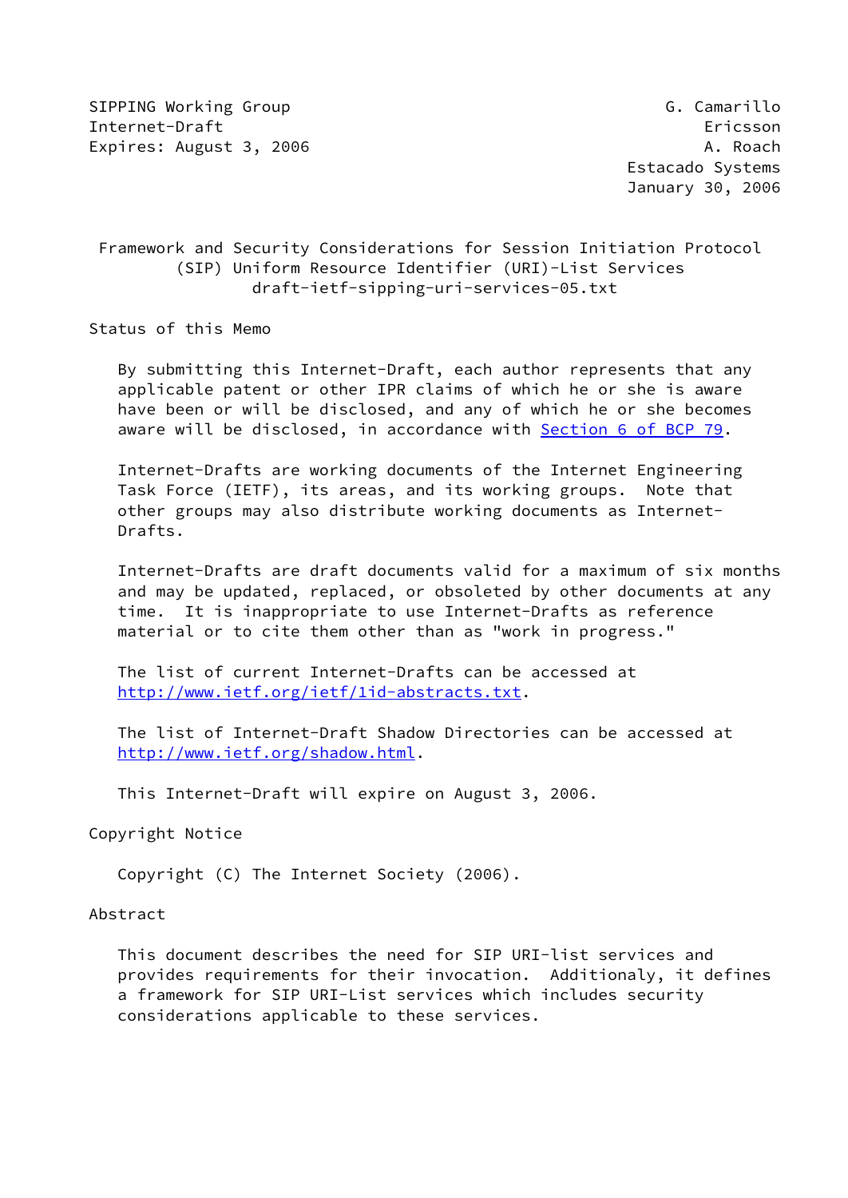SIPPING Working Group — G. Camarillo
Internet-Draft — Ericsson
Expires: August 3, 2006 — A. Roach
Estacado Systems
January 30, 2006

# Framework and Security Considerations for Session Initiation Protocol (SIP) Uniform Resource Identifier (URI)-List Services
draft-ietf-sipping-uri-services-05.txt

## Status of this Memo

By submitting this Internet-Draft, each author represents that any applicable patent or other IPR claims of which he or she is aware have been or will be disclosed, and any of which he or she becomes aware will be disclosed, in accordance with Section 6 of BCP 79.

Internet-Drafts are working documents of the Internet Engineering Task Force (IETF), its areas, and its working groups. Note that other groups may also distribute working documents as Internet-Drafts.

Internet-Drafts are draft documents valid for a maximum of six months and may be updated, replaced, or obsoleted by other documents at any time. It is inappropriate to use Internet-Drafts as reference material or to cite them other than as "work in progress."

The list of current Internet-Drafts can be accessed at http://www.ietf.org/ietf/1id-abstracts.txt.

The list of Internet-Draft Shadow Directories can be accessed at http://www.ietf.org/shadow.html.

This Internet-Draft will expire on August 3, 2006.

## Copyright Notice

Copyright (C) The Internet Society (2006).

## Abstract

This document describes the need for SIP URI-list services and provides requirements for their invocation. Additionaly, it defines a framework for SIP URI-List services which includes security considerations applicable to these services.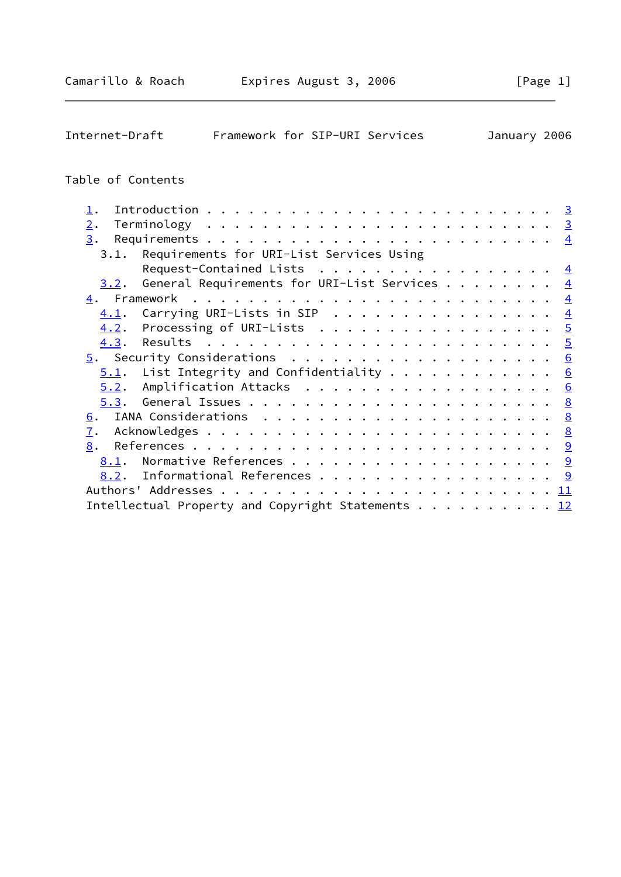## Table of Contents

1. Introduction . . . . . . . . . . . . . . . . . . . . . . . . . 3
2. Terminology . . . . . . . . . . . . . . . . . . . . . . . . . 3
3. Requirements . . . . . . . . . . . . . . . . . . . . . . . . . 4
   - 3.1. Requirements for URI-List Services Using Request-Contained Lists . . . . . . . . . . . . . . . . . 4
   - 3.2. General Requirements for URI-List Services . . . . . . . . 4
4. Framework . . . . . . . . . . . . . . . . . . . . . . . . . . 4
   - 4.1. Carrying URI-Lists in SIP . . . . . . . . . . . . . . . . 4
   - 4.2. Processing of URI-Lists . . . . . . . . . . . . . . . . . 5
   - 4.3. Results . . . . . . . . . . . . . . . . . . . . . . . . . 5
5. Security Considerations . . . . . . . . . . . . . . . . . . . 6
   - 5.1. List Integrity and Confidentiality . . . . . . . . . . . . 6
   - 5.2. Amplification Attacks . . . . . . . . . . . . . . . . . . 6
   - 5.3. General Issues . . . . . . . . . . . . . . . . . . . . . . 8
6. IANA Considerations . . . . . . . . . . . . . . . . . . . . . 8
7. Acknowledges . . . . . . . . . . . . . . . . . . . . . . . . . 8
8. References . . . . . . . . . . . . . . . . . . . . . . . . . . 9
   - 8.1. Normative References . . . . . . . . . . . . . . . . . . . 9
   - 8.2. Informational References . . . . . . . . . . . . . . . . . 9

Authors' Addresses . . . . . . . . . . . . . . . . . . . . . . . . 11

Intellectual Property and Copyright Statements . . . . . . . . . . 12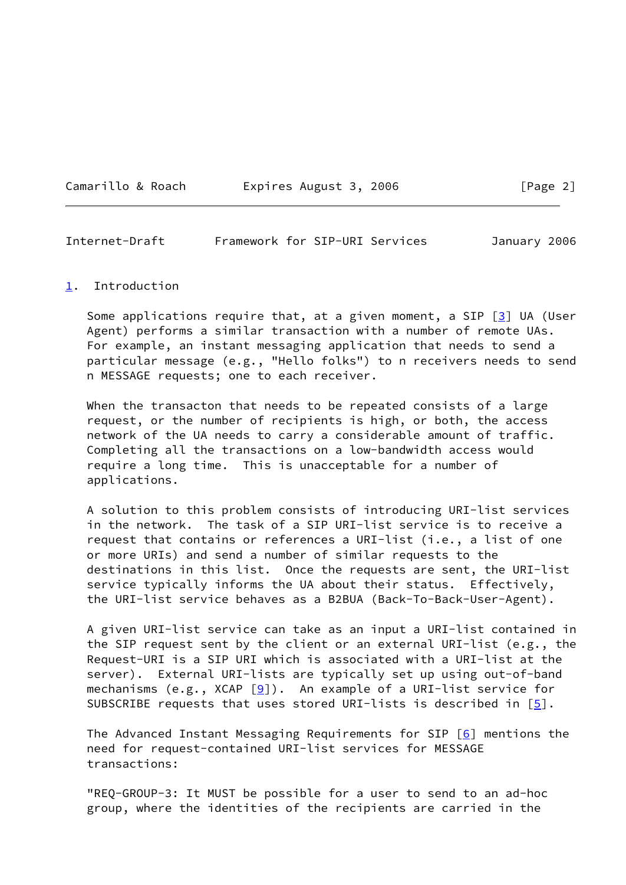## 1. Introduction

Some applications require that, at a given moment, a SIP [3] UA (User Agent) performs a similar transaction with a number of remote UAs. For example, an instant messaging application that needs to send a particular message (e.g., "Hello folks") to n receivers needs to send n MESSAGE requests; one to each receiver.

When the transacton that needs to be repeated consists of a large request, or the number of recipients is high, or both, the access network of the UA needs to carry a considerable amount of traffic. Completing all the transactions on a low-bandwidth access would require a long time. This is unacceptable for a number of applications.

A solution to this problem consists of introducing URI-list services in the network. The task of a SIP URI-list service is to receive a request that contains or references a URI-list (i.e., a list of one or more URIs) and send a number of similar requests to the destinations in this list. Once the requests are sent, the URI-list service typically informs the UA about their status. Effectively, the URI-list service behaves as a B2BUA (Back-To-Back-User-Agent).

A given URI-list service can take as an input a URI-list contained in the SIP request sent by the client or an external URI-list (e.g., the Request-URI is a SIP URI which is associated with a URI-list at the server). External URI-lists are typically set up using out-of-band mechanisms (e.g., XCAP [9]). An example of a URI-list service for SUBSCRIBE requests that uses stored URI-lists is described in [5].

The Advanced Instant Messaging Requirements for SIP [6] mentions the need for request-contained URI-list services for MESSAGE transactions:

"REQ-GROUP-3: It MUST be possible for a user to send to an ad-hoc group, where the identities of the recipients are carried in the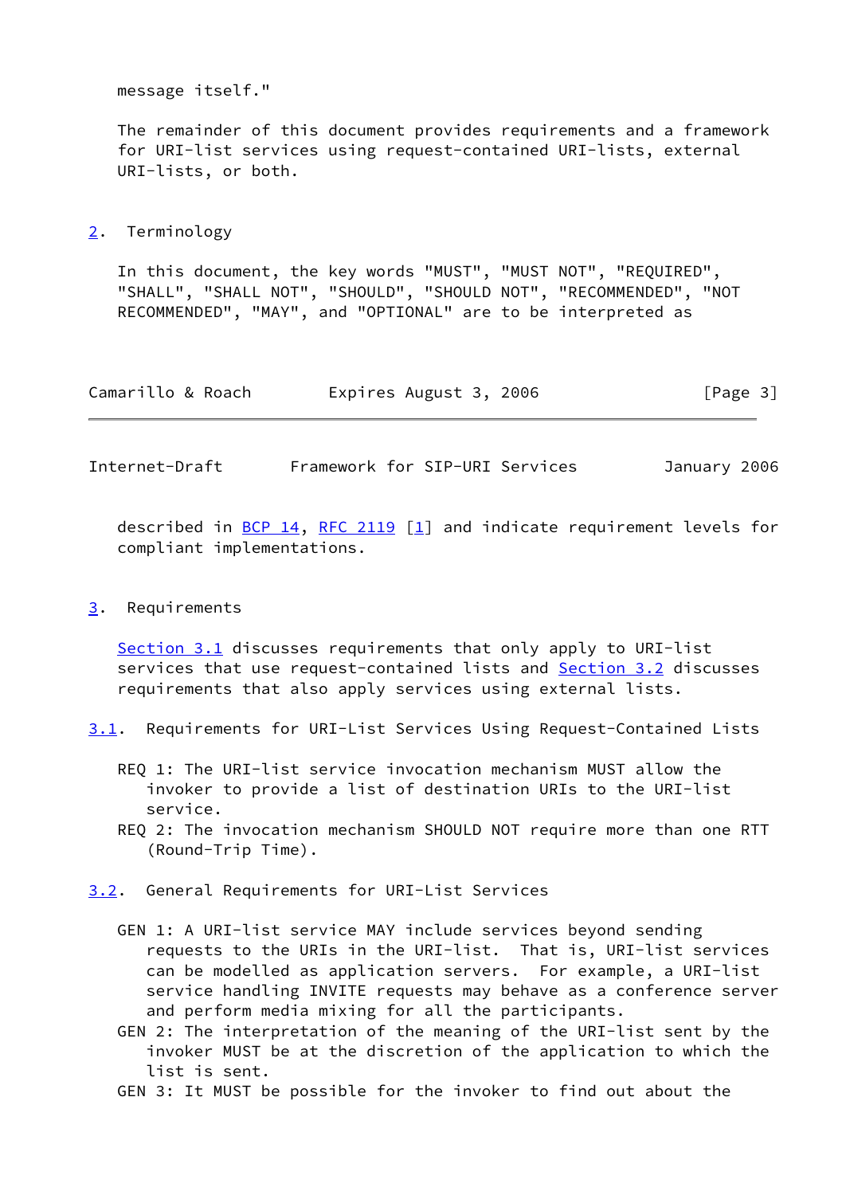message itself."

The remainder of this document provides requirements and a framework for URI-list services using request-contained URI-lists, external URI-lists, or both.

## 2. Terminology

In this document, the key words "MUST", "MUST NOT", "REQUIRED", "SHALL", "SHALL NOT", "SHOULD", "SHOULD NOT", "RECOMMENDED", "NOT RECOMMENDED", "MAY", and "OPTIONAL" are to be interpreted as described in BCP 14, RFC 2119 [1] and indicate requirement levels for compliant implementations.

## 3. Requirements

Section 3.1 discusses requirements that only apply to URI-list services that use request-contained lists and Section 3.2 discusses requirements that also apply services using external lists.

### 3.1. Requirements for URI-List Services Using Request-Contained Lists

REQ 1: The URI-list service invocation mechanism MUST allow the invoker to provide a list of destination URIs to the URI-list service.

REQ 2: The invocation mechanism SHOULD NOT require more than one RTT (Round-Trip Time).

### 3.2. General Requirements for URI-List Services

GEN 1: A URI-list service MAY include services beyond sending requests to the URIs in the URI-list. That is, URI-list services can be modelled as application servers. For example, a URI-list service handling INVITE requests may behave as a conference server and perform media mixing for all the participants.

GEN 2: The interpretation of the meaning of the URI-list sent by the invoker MUST be at the discretion of the application to which the list is sent.

GEN 3: It MUST be possible for the invoker to find out about the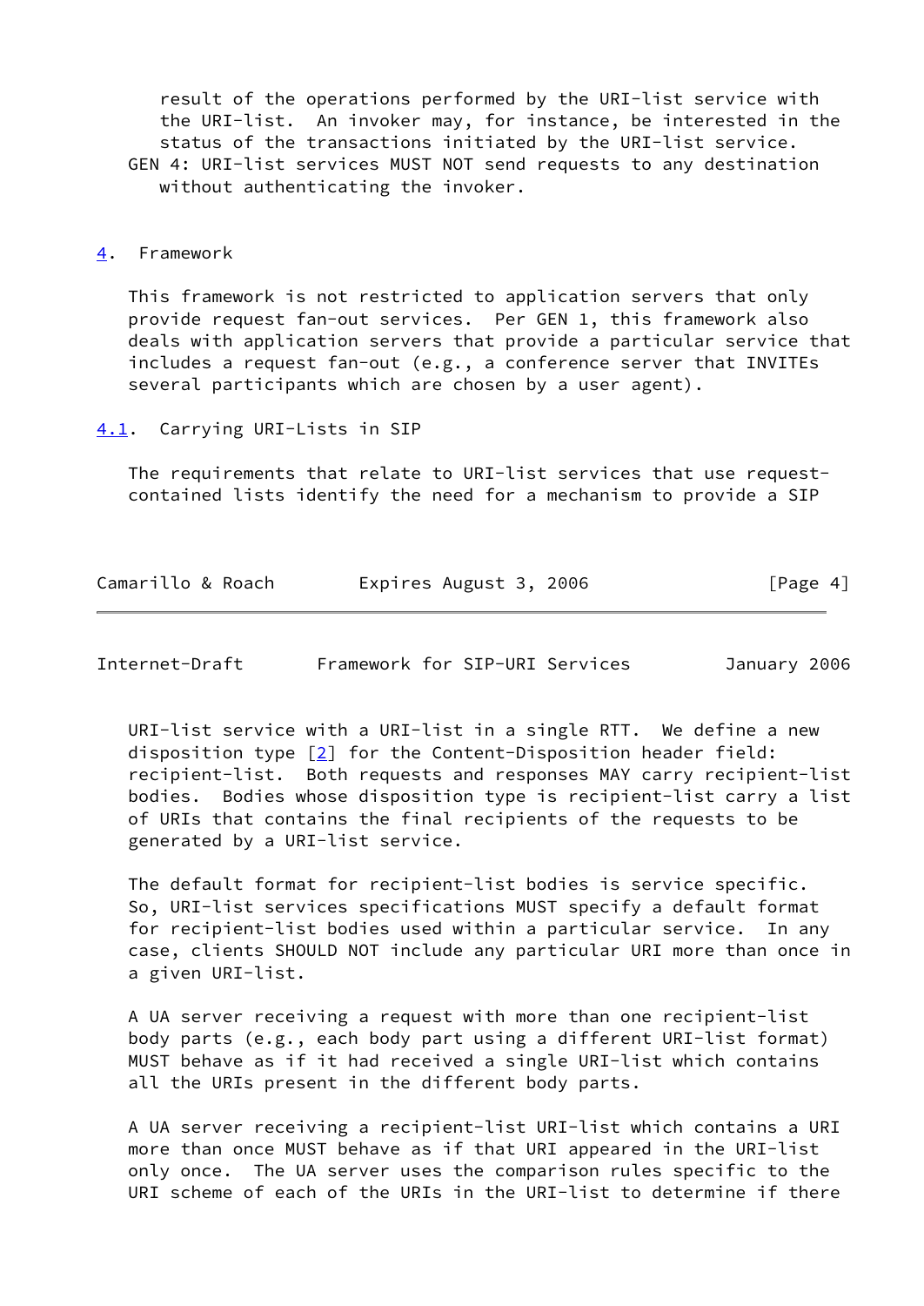result of the operations performed by the URI-list service with the URI-list. An invoker may, for instance, be interested in the status of the transactions initiated by the URI-list service.

GEN 4: URI-list services MUST NOT send requests to any destination without authenticating the invoker.

## 4. Framework

This framework is not restricted to application servers that only provide request fan-out services. Per GEN 1, this framework also deals with application servers that provide a particular service that includes a request fan-out (e.g., a conference server that INVITEs several participants which are chosen by a user agent).

### 4.1. Carrying URI-Lists in SIP

The requirements that relate to URI-list services that use request-contained lists identify the need for a mechanism to provide a SIP URI-list service with a URI-list in a single RTT. We define a new disposition type [2] for the Content-Disposition header field: recipient-list. Both requests and responses MAY carry recipient-list bodies. Bodies whose disposition type is recipient-list carry a list of URIs that contains the final recipients of the requests to be generated by a URI-list service.

The default format for recipient-list bodies is service specific. So, URI-list services specifications MUST specify a default format for recipient-list bodies used within a particular service. In any case, clients SHOULD NOT include any particular URI more than once in a given URI-list.

A UA server receiving a request with more than one recipient-list body parts (e.g., each body part using a different URI-list format) MUST behave as if it had received a single URI-list which contains all the URIs present in the different body parts.

A UA server receiving a recipient-list URI-list which contains a URI more than once MUST behave as if that URI appeared in the URI-list only once. The UA server uses the comparison rules specific to the URI scheme of each of the URIs in the URI-list to determine if there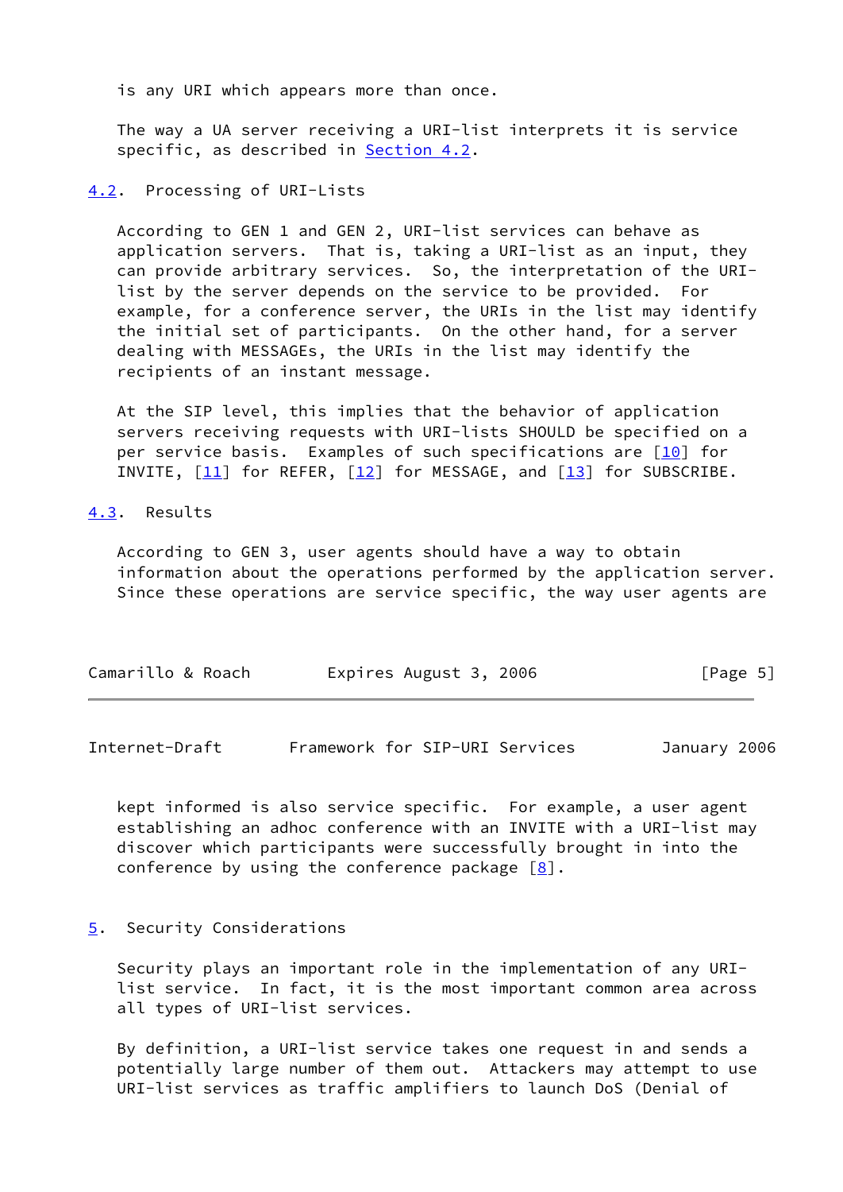is any URI which appears more than once.

The way a UA server receiving a URI-list interprets it is service specific, as described in Section 4.2.

### 4.2. Processing of URI-Lists

According to GEN 1 and GEN 2, URI-list services can behave as application servers. That is, taking a URI-list as an input, they can provide arbitrary services. So, the interpretation of the URI-list by the server depends on the service to be provided. For example, for a conference server, the URIs in the list may identify the initial set of participants. On the other hand, for a server dealing with MESSAGEs, the URIs in the list may identify the recipients of an instant message.

At the SIP level, this implies that the behavior of application servers receiving requests with URI-lists SHOULD be specified on a per service basis. Examples of such specifications are [10] for INVITE, [11] for REFER, [12] for MESSAGE, and [13] for SUBSCRIBE.

### 4.3. Results

According to GEN 3, user agents should have a way to obtain information about the operations performed by the application server. Since these operations are service specific, the way user agents are kept informed is also service specific. For example, a user agent establishing an adhoc conference with an INVITE with a URI-list may discover which participants were successfully brought in into the conference by using the conference package [8].

## 5. Security Considerations

Security plays an important role in the implementation of any URI-list service. In fact, it is the most important common area across all types of URI-list services.

By definition, a URI-list service takes one request in and sends a potentially large number of them out. Attackers may attempt to use URI-list services as traffic amplifiers to launch DoS (Denial of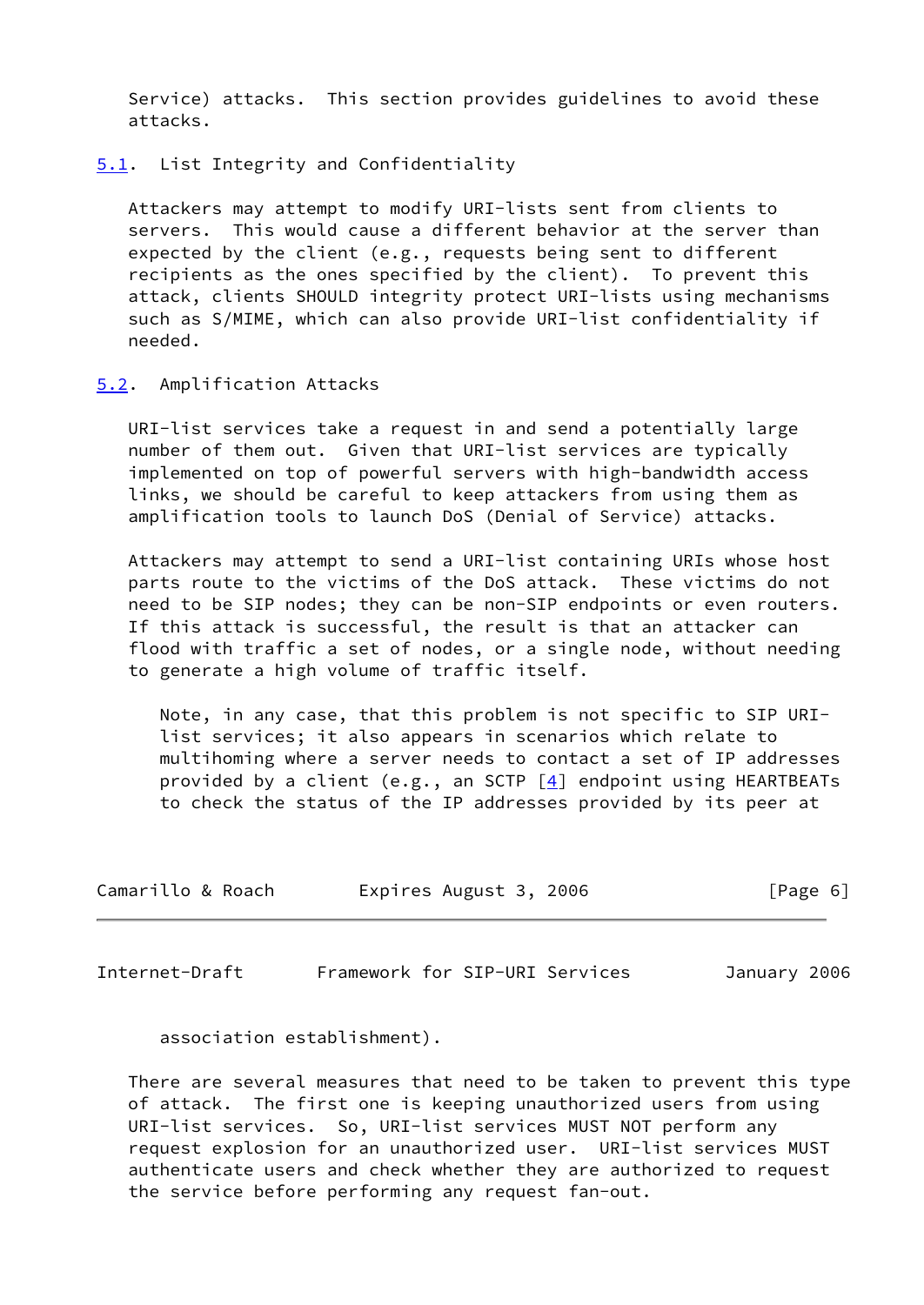Service) attacks. This section provides guidelines to avoid these attacks.

### 5.1. List Integrity and Confidentiality

Attackers may attempt to modify URI-lists sent from clients to servers. This would cause a different behavior at the server than expected by the client (e.g., requests being sent to different recipients as the ones specified by the client). To prevent this attack, clients SHOULD integrity protect URI-lists using mechanisms such as S/MIME, which can also provide URI-list confidentiality if needed.

### 5.2. Amplification Attacks

URI-list services take a request in and send a potentially large number of them out. Given that URI-list services are typically implemented on top of powerful servers with high-bandwidth access links, we should be careful to keep attackers from using them as amplification tools to launch DoS (Denial of Service) attacks.

Attackers may attempt to send a URI-list containing URIs whose host parts route to the victims of the DoS attack. These victims do not need to be SIP nodes; they can be non-SIP endpoints or even routers. If this attack is successful, the result is that an attacker can flood with traffic a set of nodes, or a single node, without needing to generate a high volume of traffic itself.

> Note, in any case, that this problem is not specific to SIP URI-list services; it also appears in scenarios which relate to multihoming where a server needs to contact a set of IP addresses provided by a client (e.g., an SCTP [4] endpoint using HEARTBEATs to check the status of the IP addresses provided by its peer at association establishment).

There are several measures that need to be taken to prevent this type of attack. The first one is keeping unauthorized users from using URI-list services. So, URI-list services MUST NOT perform any request explosion for an unauthorized user. URI-list services MUST authenticate users and check whether they are authorized to request the service before performing any request fan-out.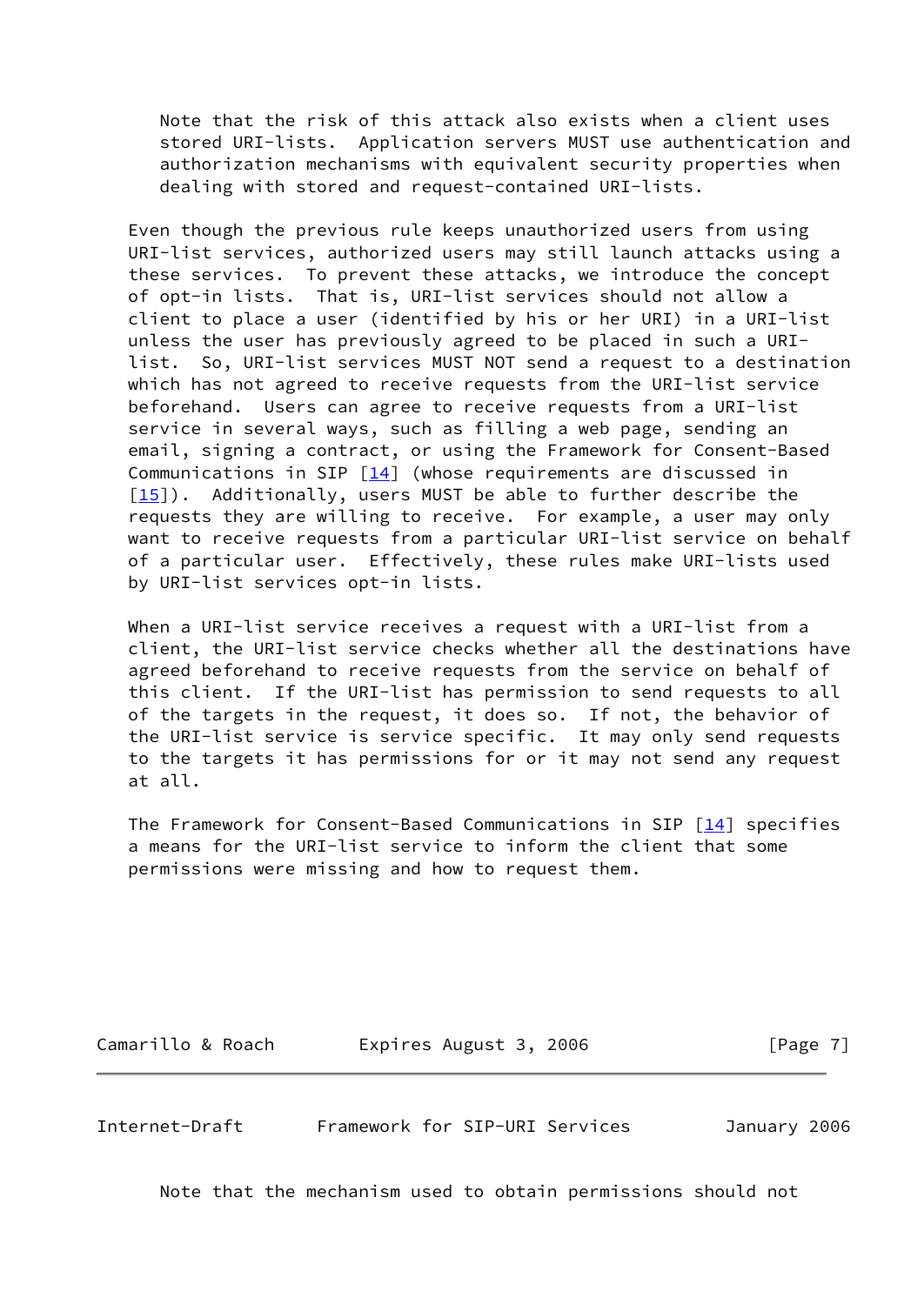Note that the risk of this attack also exists when a client uses stored URI-lists. Application servers MUST use authentication and authorization mechanisms with equivalent security properties when dealing with stored and request-contained URI-lists.

Even though the previous rule keeps unauthorized users from using URI-list services, authorized users may still launch attacks using a these services. To prevent these attacks, we introduce the concept of opt-in lists. That is, URI-list services should not allow a client to place a user (identified by his or her URI) in a URI-list unless the user has previously agreed to be placed in such a URI-list. So, URI-list services MUST NOT send a request to a destination which has not agreed to receive requests from the URI-list service beforehand. Users can agree to receive requests from a URI-list service in several ways, such as filling a web page, sending an email, signing a contract, or using the Framework for Consent-Based Communications in SIP [14] (whose requirements are discussed in [15]). Additionally, users MUST be able to further describe the requests they are willing to receive. For example, a user may only want to receive requests from a particular URI-list service on behalf of a particular user. Effectively, these rules make URI-lists used by URI-list services opt-in lists.

When a URI-list service receives a request with a URI-list from a client, the URI-list service checks whether all the destinations have agreed beforehand to receive requests from the service on behalf of this client. If the URI-list has permission to send requests to all of the targets in the request, it does so. If not, the behavior of the URI-list service is service specific. It may only send requests to the targets it has permissions for or it may not send any request at all.

The Framework for Consent-Based Communications in SIP [14] specifies a means for the URI-list service to inform the client that some permissions were missing and how to request them.

Note that the mechanism used to obtain permissions should not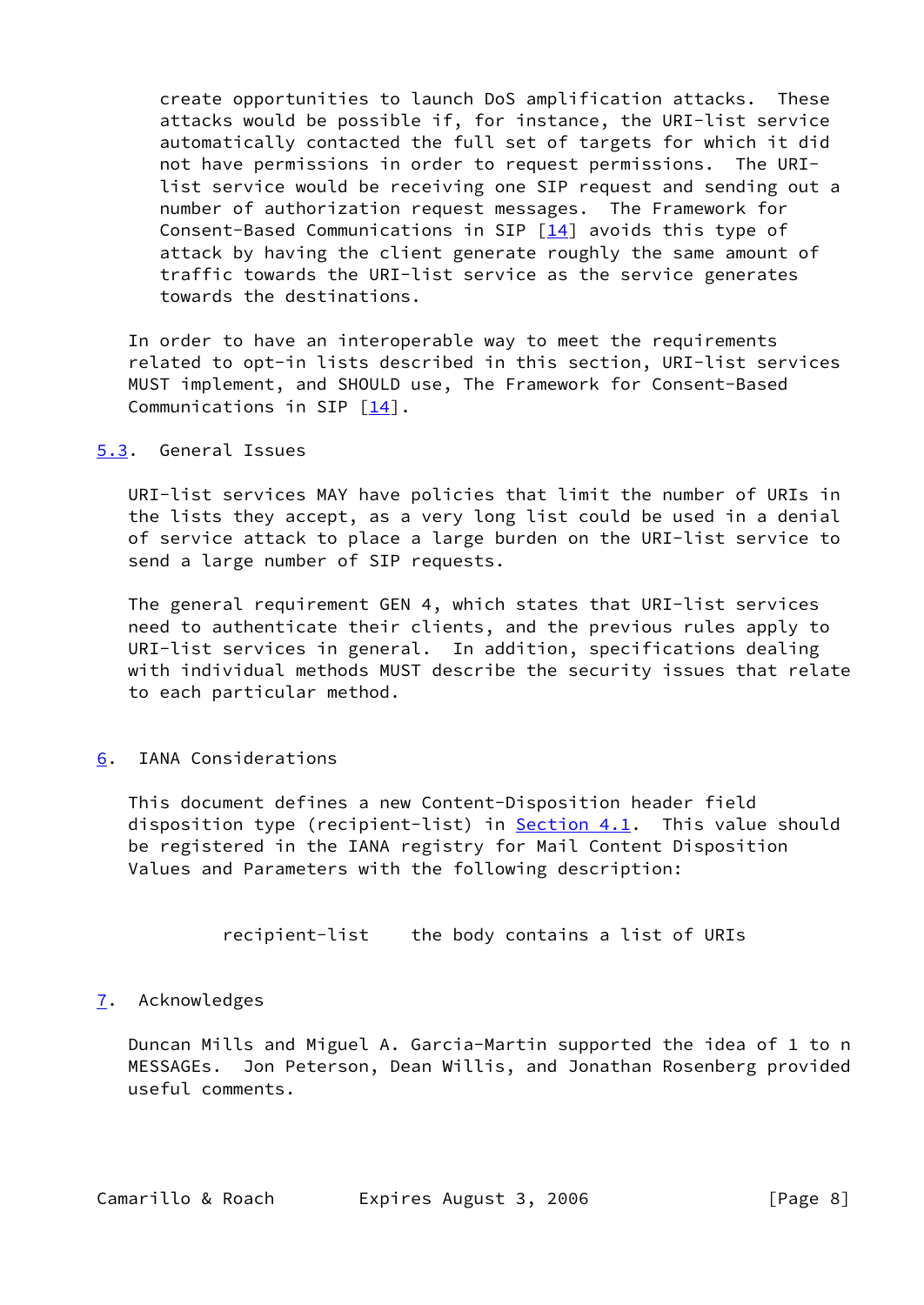create opportunities to launch DoS amplification attacks. These attacks would be possible if, for instance, the URI-list service automatically contacted the full set of targets for which it did not have permissions in order to request permissions. The URI-list service would be receiving one SIP request and sending out a number of authorization request messages. The Framework for Consent-Based Communications in SIP [14] avoids this type of attack by having the client generate roughly the same amount of traffic towards the URI-list service as the service generates towards the destinations.

In order to have an interoperable way to meet the requirements related to opt-in lists described in this section, URI-list services MUST implement, and SHOULD use, The Framework for Consent-Based Communications in SIP [14].

### 5.3. General Issues

URI-list services MAY have policies that limit the number of URIs in the lists they accept, as a very long list could be used in a denial of service attack to place a large burden on the URI-list service to send a large number of SIP requests.

The general requirement GEN 4, which states that URI-list services need to authenticate their clients, and the previous rules apply to URI-list services in general. In addition, specifications dealing with individual methods MUST describe the security issues that relate to each particular method.

## 6. IANA Considerations

This document defines a new Content-Disposition header field disposition type (recipient-list) in Section 4.1. This value should be registered in the IANA registry for Mail Content Disposition Values and Parameters with the following description:

```
recipient-list    the body contains a list of URIs
```

## 7. Acknowledges

Duncan Mills and Miguel A. Garcia-Martin supported the idea of 1 to n MESSAGEs. Jon Peterson, Dean Willis, and Jonathan Rosenberg provided useful comments.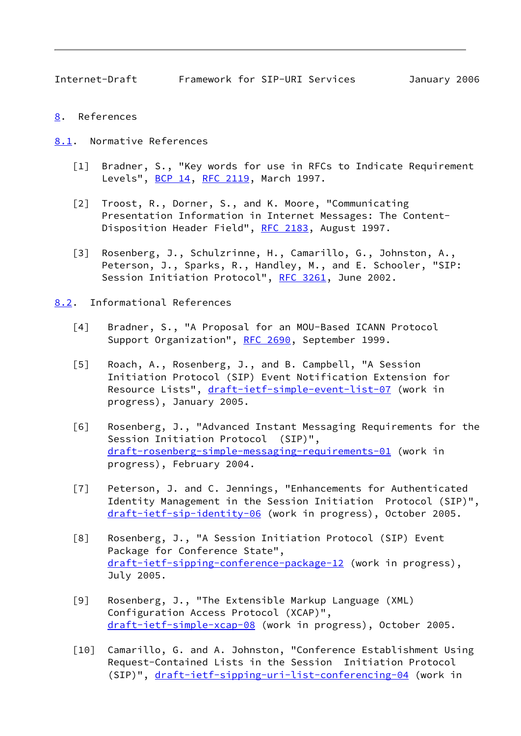# 8. References

## 8.1. Normative References

[1] Bradner, S., "Key words for use in RFCs to Indicate Requirement Levels", BCP 14, RFC 2119, March 1997.

[2] Troost, R., Dorner, S., and K. Moore, "Communicating Presentation Information in Internet Messages: The Content-Disposition Header Field", RFC 2183, August 1997.

[3] Rosenberg, J., Schulzrinne, H., Camarillo, G., Johnston, A., Peterson, J., Sparks, R., Handley, M., and E. Schooler, "SIP: Session Initiation Protocol", RFC 3261, June 2002.

## 8.2. Informational References

[4] Bradner, S., "A Proposal for an MOU-Based ICANN Protocol Support Organization", RFC 2690, September 1999.

[5] Roach, A., Rosenberg, J., and B. Campbell, "A Session Initiation Protocol (SIP) Event Notification Extension for Resource Lists", draft-ietf-simple-event-list-07 (work in progress), January 2005.

[6] Rosenberg, J., "Advanced Instant Messaging Requirements for the Session Initiation Protocol (SIP)", draft-rosenberg-simple-messaging-requirements-01 (work in progress), February 2004.

[7] Peterson, J. and C. Jennings, "Enhancements for Authenticated Identity Management in the Session Initiation Protocol (SIP)", draft-ietf-sip-identity-06 (work in progress), October 2005.

[8] Rosenberg, J., "A Session Initiation Protocol (SIP) Event Package for Conference State", draft-ietf-sipping-conference-package-12 (work in progress), July 2005.

[9] Rosenberg, J., "The Extensible Markup Language (XML) Configuration Access Protocol (XCAP)", draft-ietf-simple-xcap-08 (work in progress), October 2005.

[10] Camarillo, G. and A. Johnston, "Conference Establishment Using Request-Contained Lists in the Session Initiation Protocol (SIP)", draft-ietf-sipping-uri-list-conferencing-04 (work in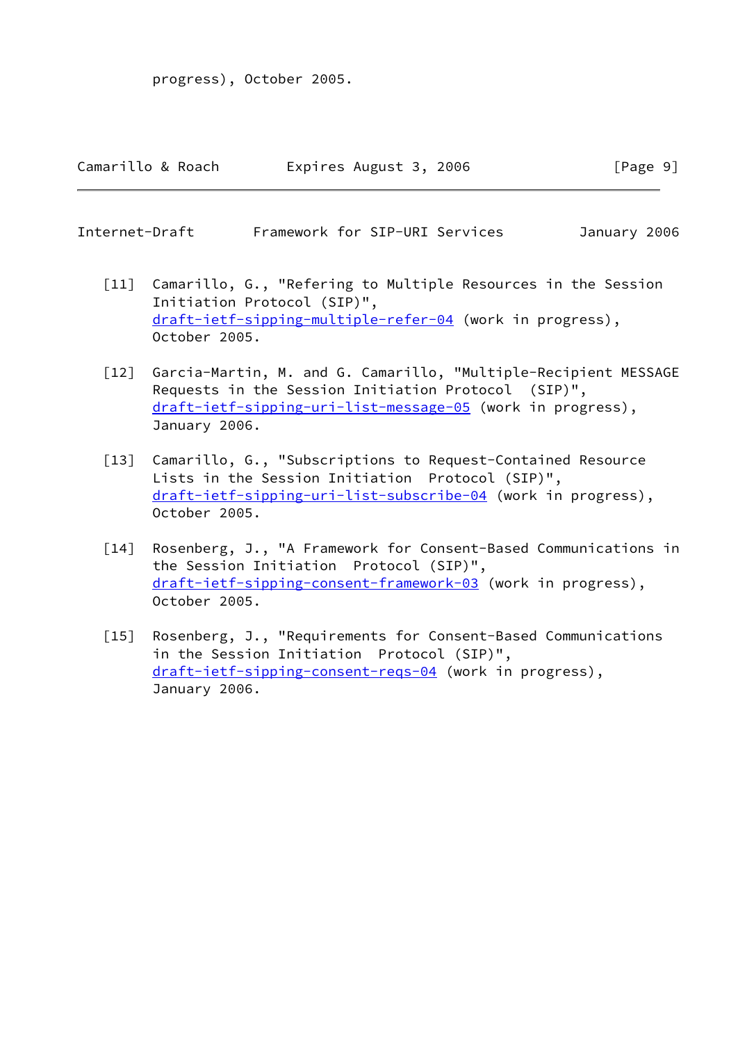progress), October 2005.

[11] Camarillo, G., "Refering to Multiple Resources in the Session Initiation Protocol (SIP)", draft-ietf-sipping-multiple-refer-04 (work in progress), October 2005.

[12] Garcia-Martin, M. and G. Camarillo, "Multiple-Recipient MESSAGE Requests in the Session Initiation Protocol (SIP)", draft-ietf-sipping-uri-list-message-05 (work in progress), January 2006.

[13] Camarillo, G., "Subscriptions to Request-Contained Resource Lists in the Session Initiation Protocol (SIP)", draft-ietf-sipping-uri-list-subscribe-04 (work in progress), October 2005.

[14] Rosenberg, J., "A Framework for Consent-Based Communications in the Session Initiation Protocol (SIP)", draft-ietf-sipping-consent-framework-03 (work in progress), October 2005.

[15] Rosenberg, J., "Requirements for Consent-Based Communications in the Session Initiation Protocol (SIP)", draft-ietf-sipping-consent-reqs-04 (work in progress), January 2006.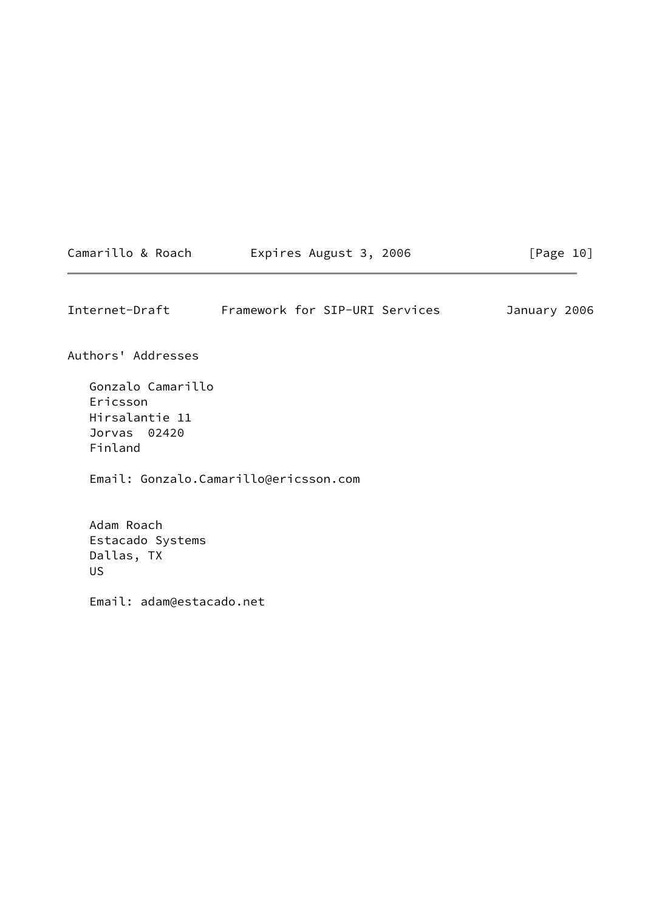## Authors' Addresses

Gonzalo Camarillo
Ericsson
Hirsalantie 11
Jorvas 02420
Finland

Email: Gonzalo.Camarillo@ericsson.com

Adam Roach
Estacado Systems
Dallas, TX
US

Email: adam@estacado.net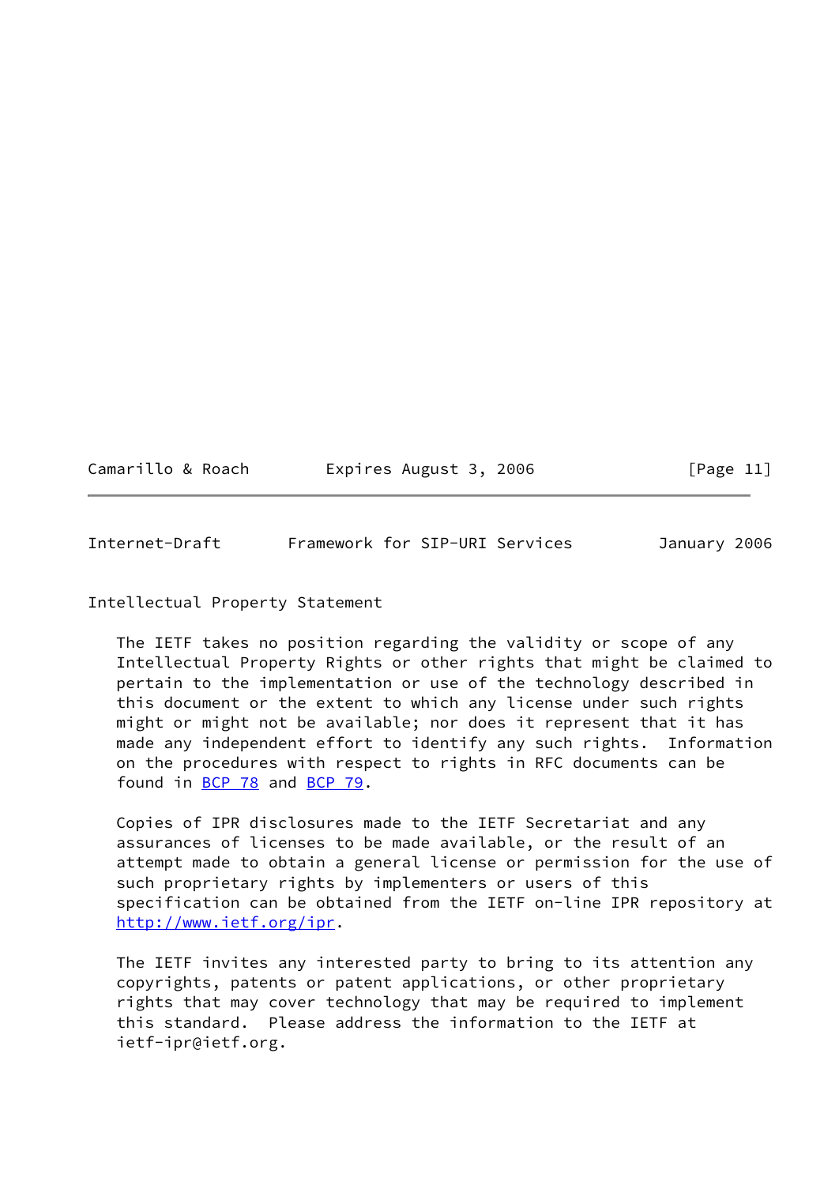## Intellectual Property Statement

The IETF takes no position regarding the validity or scope of any Intellectual Property Rights or other rights that might be claimed to pertain to the implementation or use of the technology described in this document or the extent to which any license under such rights might or might not be available; nor does it represent that it has made any independent effort to identify any such rights. Information on the procedures with respect to rights in RFC documents can be found in BCP 78 and BCP 79.

Copies of IPR disclosures made to the IETF Secretariat and any assurances of licenses to be made available, or the result of an attempt made to obtain a general license or permission for the use of such proprietary rights by implementers or users of this specification can be obtained from the IETF on-line IPR repository at http://www.ietf.org/ipr.

The IETF invites any interested party to bring to its attention any copyrights, patents or patent applications, or other proprietary rights that may cover technology that may be required to implement this standard. Please address the information to the IETF at ietf-ipr@ietf.org.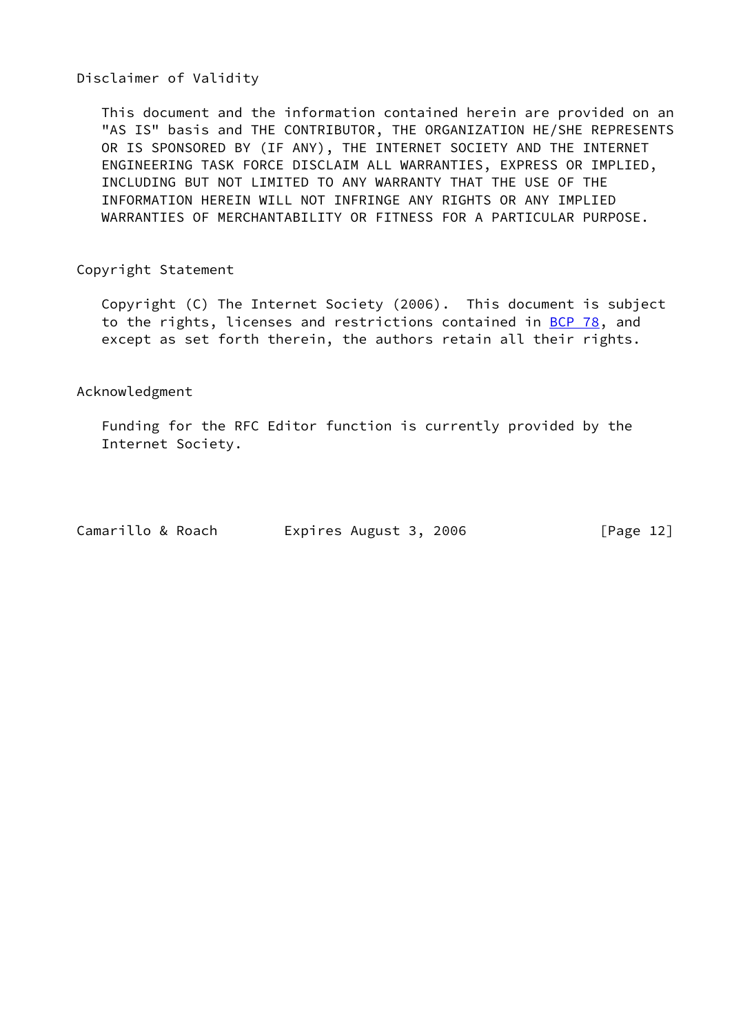## Disclaimer of Validity

This document and the information contained herein are provided on an "AS IS" basis and THE CONTRIBUTOR, THE ORGANIZATION HE/SHE REPRESENTS OR IS SPONSORED BY (IF ANY), THE INTERNET SOCIETY AND THE INTERNET ENGINEERING TASK FORCE DISCLAIM ALL WARRANTIES, EXPRESS OR IMPLIED, INCLUDING BUT NOT LIMITED TO ANY WARRANTY THAT THE USE OF THE INFORMATION HEREIN WILL NOT INFRINGE ANY RIGHTS OR ANY IMPLIED WARRANTIES OF MERCHANTABILITY OR FITNESS FOR A PARTICULAR PURPOSE.

## Copyright Statement

Copyright (C) The Internet Society (2006). This document is subject to the rights, licenses and restrictions contained in BCP 78, and except as set forth therein, the authors retain all their rights.

## Acknowledgment

Funding for the RFC Editor function is currently provided by the Internet Society.